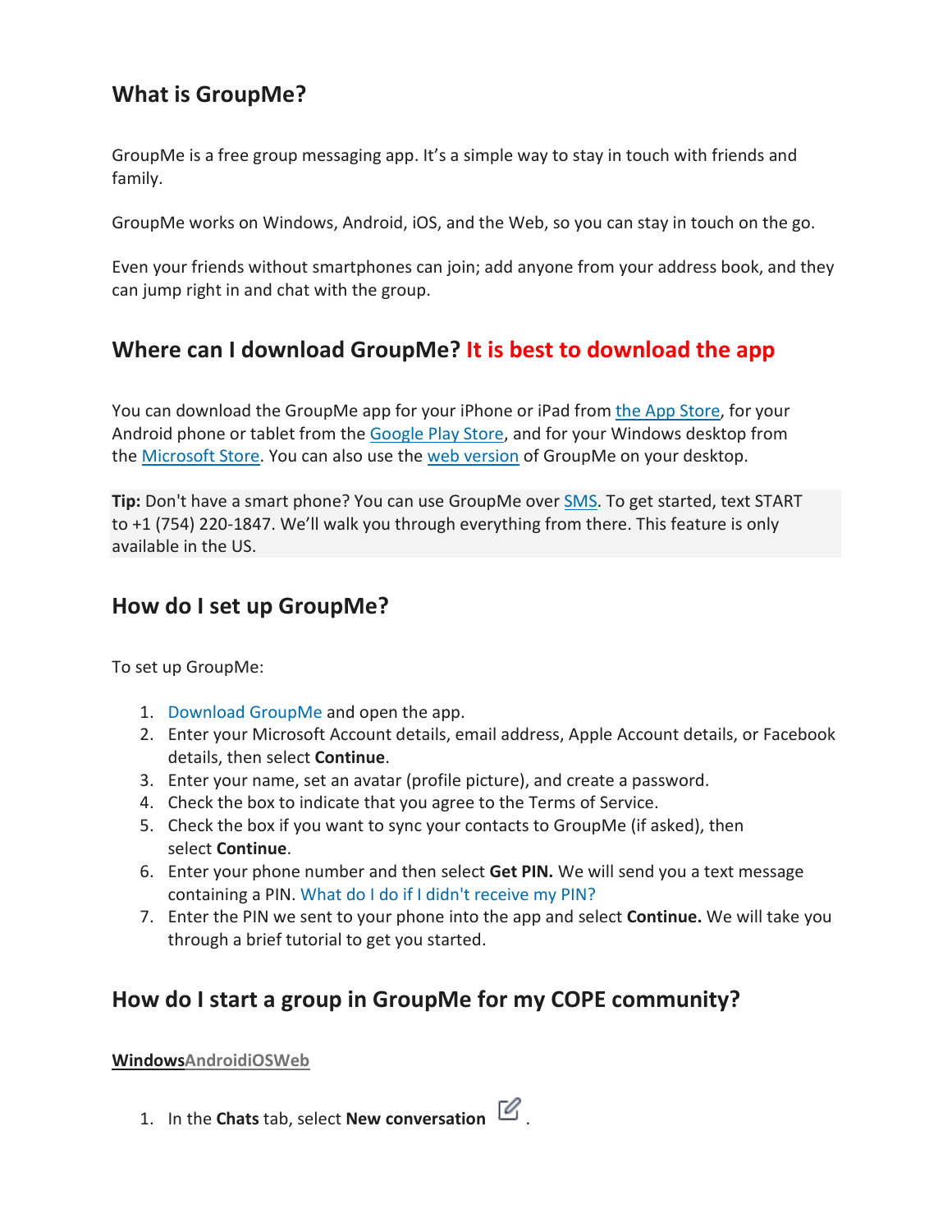## What is GroupMe?

GroupMe is a free group messaging app. It's a simple way to stay in touch with friends and family.

GroupMe works on Windows, Android, iOS, and the Web, so you can stay in touch on the go.

Even your friends without smartphones can join; add anyone from your address book, and they can jump right in and chat with the group.

## Where can I download GroupMe? It is best to download the app

You can download the GroupMe app for your iPhone or iPad from the App Store, for your Android phone or tablet from the Google Play Store, and for your Windows desktop from the Microsoft Store. You can also use the web version of GroupMe on your desktop.

**Tip:** Don't have a smart phone? You can use GroupMe over SMS. To get started, text START to +1 (754) 220-1847. We'll walk you through everything from there. This feature is only available in the US.

## How do I set up GroupMe?

To set up GroupMe:

1. Download GroupMe and open the app.
2. Enter your Microsoft Account details, email address, Apple Account details, or Facebook details, then select **Continue**.
3. Enter your name, set an avatar (profile picture), and create a password.
4. Check the box to indicate that you agree to the Terms of Service.
5. Check the box if you want to sync your contacts to GroupMe (if asked), then select **Continue**.
6. Enter your phone number and then select **Get PIN.** We will send you a text message containing a PIN. What do I do if I didn't receive my PIN?
7. Enter the PIN we sent to your phone into the app and select **Continue.** We will take you through a brief tutorial to get you started.

## How do I start a group in GroupMe for my COPE community?

**WindowsAndroidiOSWeb**

1. In the **Chats** tab, select **New conversation** .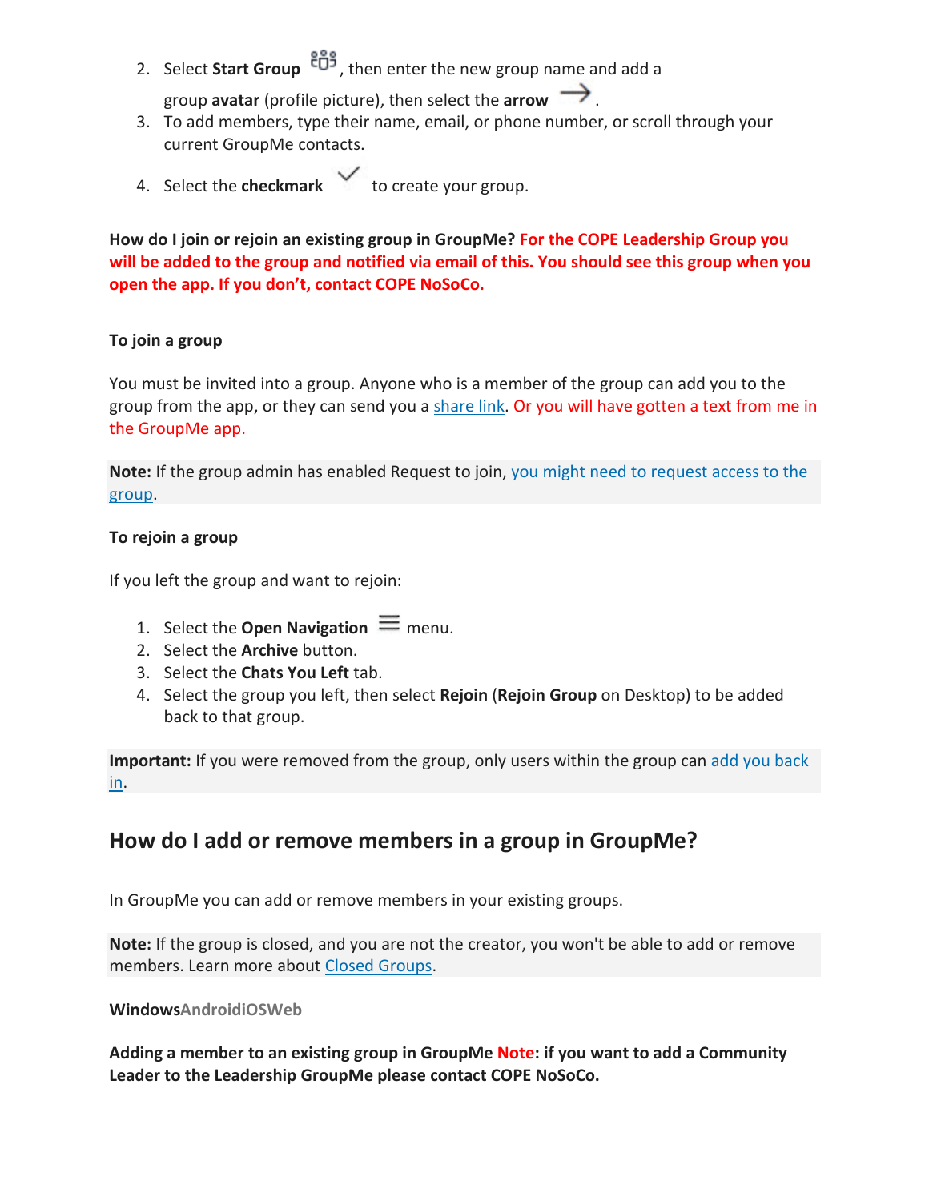2. Select **Start Group**, then enter the new group name and add a group **avatar** (profile picture), then select the **arrow**.
3. To add members, type their name, email, or phone number, or scroll through your current GroupMe contacts.
4. Select the **checkmark** to create your group.

**How do I join or rejoin an existing group in GroupMe? For the COPE Leadership Group you will be added to the group and notified via email of this. You should see this group when you open the app. If you don't, contact COPE NoSoCo.**

**To join a group**

You must be invited into a group. Anyone who is a member of the group can add you to the group from the app, or they can send you a share link. Or you will have gotten a text from me in the GroupMe app.

**Note:** If the group admin has enabled Request to join, you might need to request access to the group.

**To rejoin a group**

If you left the group and want to rejoin:

1. Select the **Open Navigation** menu.
2. Select the **Archive** button.
3. Select the **Chats You Left** tab.
4. Select the group you left, then select **Rejoin** (**Rejoin Group** on Desktop) to be added back to that group.

**Important:** If you were removed from the group, only users within the group can add you back in.

## How do I add or remove members in a group in GroupMe?

In GroupMe you can add or remove members in your existing groups.

**Note:** If the group is closed, and you are not the creator, you won't be able to add or remove members. Learn more about Closed Groups.

**Windows** **Android** **iOS** **Web**

**Adding a member to an existing group in GroupMe Note: if you want to add a Community Leader to the Leadership GroupMe please contact COPE NoSoCo.**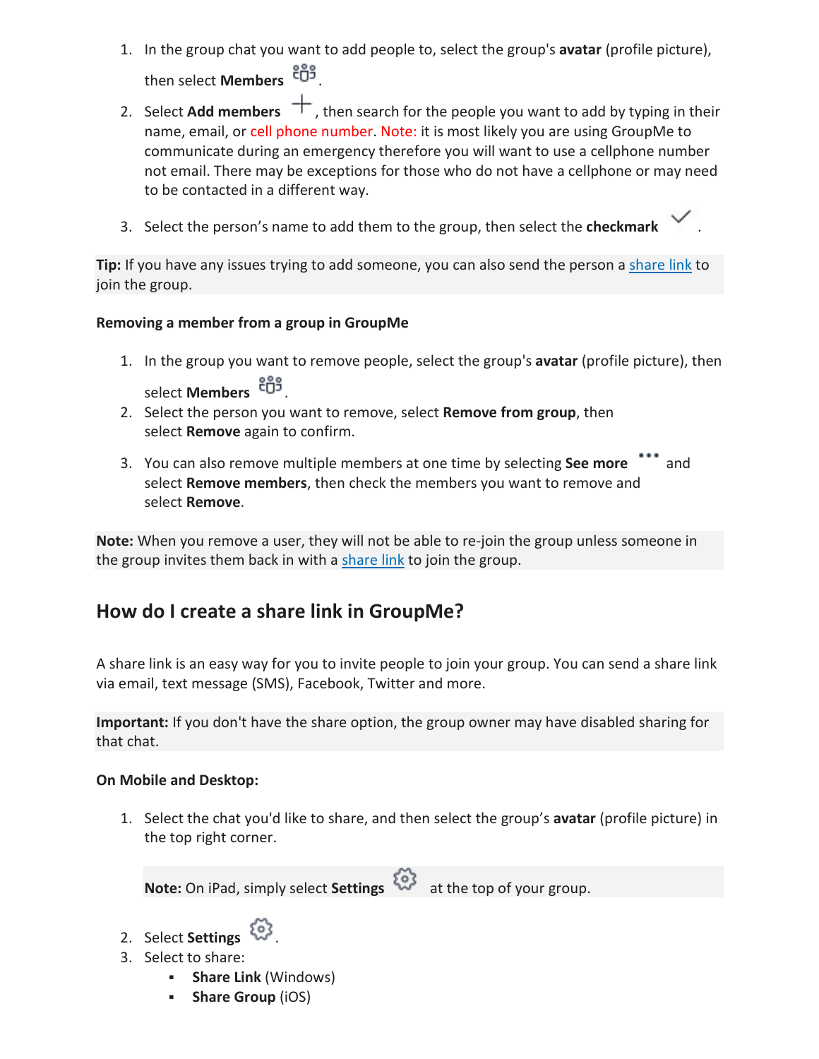1. In the group chat you want to add people to, select the group's **avatar** (profile picture), then select **Members**.
2. Select **Add members**, then search for the people you want to add by typing in their name, email, or cell phone number. Note: it is most likely you are using GroupMe to communicate during an emergency therefore you will want to use a cellphone number not email. There may be exceptions for those who do not have a cellphone or may need to be contacted in a different way.
3. Select the person's name to add them to the group, then select the **checkmark**.

**Tip:** If you have any issues trying to add someone, you can also send the person a share link to join the group.

**Removing a member from a group in GroupMe**

1. In the group you want to remove people, select the group's **avatar** (profile picture), then select **Members**.
2. Select the person you want to remove, select **Remove from group**, then select **Remove** again to confirm.
3. You can also remove multiple members at one time by selecting **See more** and select **Remove members**, then check the members you want to remove and select **Remove**.

**Note:** When you remove a user, they will not be able to re-join the group unless someone in the group invites them back in with a share link to join the group.

## How do I create a share link in GroupMe?

A share link is an easy way for you to invite people to join your group. You can send a share link via email, text message (SMS), Facebook, Twitter and more.

**Important:** If you don't have the share option, the group owner may have disabled sharing for that chat.

**On Mobile and Desktop:**

1. Select the chat you'd like to share, and then select the group's **avatar** (profile picture) in the top right corner.

   **Note:** On iPad, simply select **Settings** at the top of your group.

2. Select **Settings**.
3. Select to share:
   - **Share Link** (Windows)
   - **Share Group** (iOS)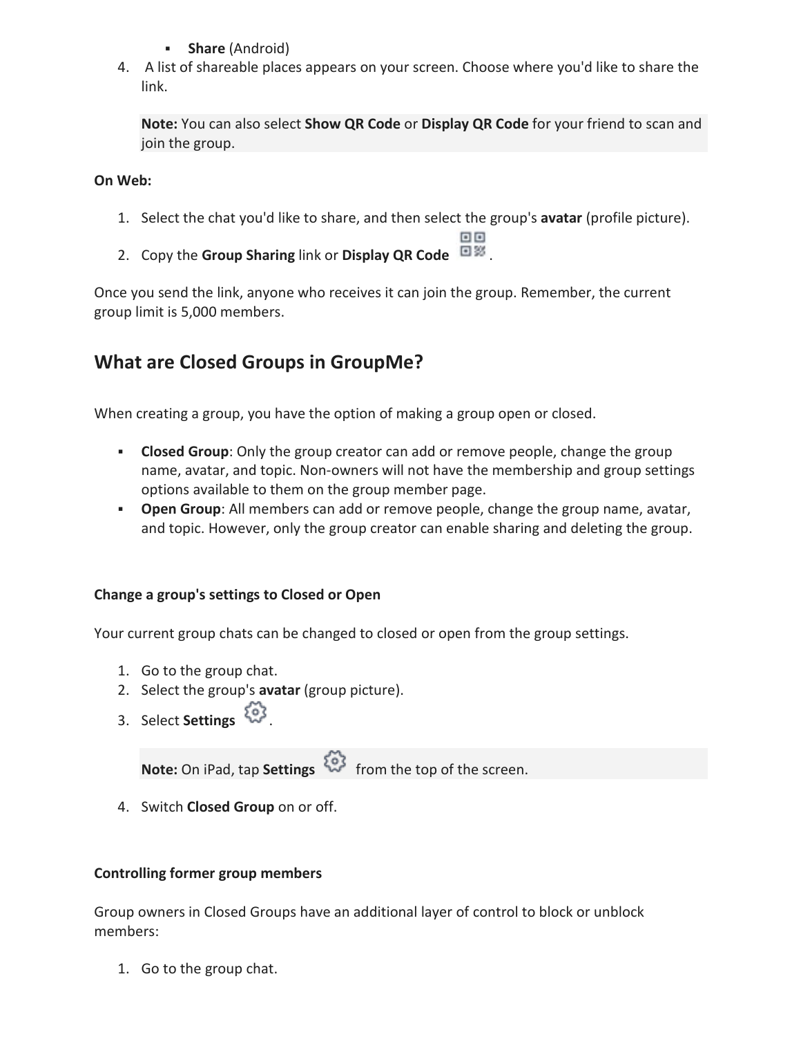- **Share** (Android)

4. A list of shareable places appears on your screen. Choose where you'd like to share the link.

   > **Note:** You can also select **Show QR Code** or **Display QR Code** for your friend to scan and join the group.

**On Web:**

1. Select the chat you'd like to share, and then select the group's **avatar** (profile picture).
2. Copy the **Group Sharing** link or **Display QR Code** .

Once you send the link, anyone who receives it can join the group. Remember, the current group limit is 5,000 members.

## What are Closed Groups in GroupMe?

When creating a group, you have the option of making a group open or closed.

- **Closed Group**: Only the group creator can add or remove people, change the group name, avatar, and topic. Non-owners will not have the membership and group settings options available to them on the group member page.
- **Open Group**: All members can add or remove people, change the group name, avatar, and topic. However, only the group creator can enable sharing and deleting the group.

#### Change a group's settings to Closed or Open

Your current group chats can be changed to closed or open from the group settings.

1. Go to the group chat.
2. Select the group's **avatar** (group picture).
3. Select **Settings** .

   > **Note:** On iPad, tap **Settings** from the top of the screen.

4. Switch **Closed Group** on or off.

#### Controlling former group members

Group owners in Closed Groups have an additional layer of control to block or unblock members:

1. Go to the group chat.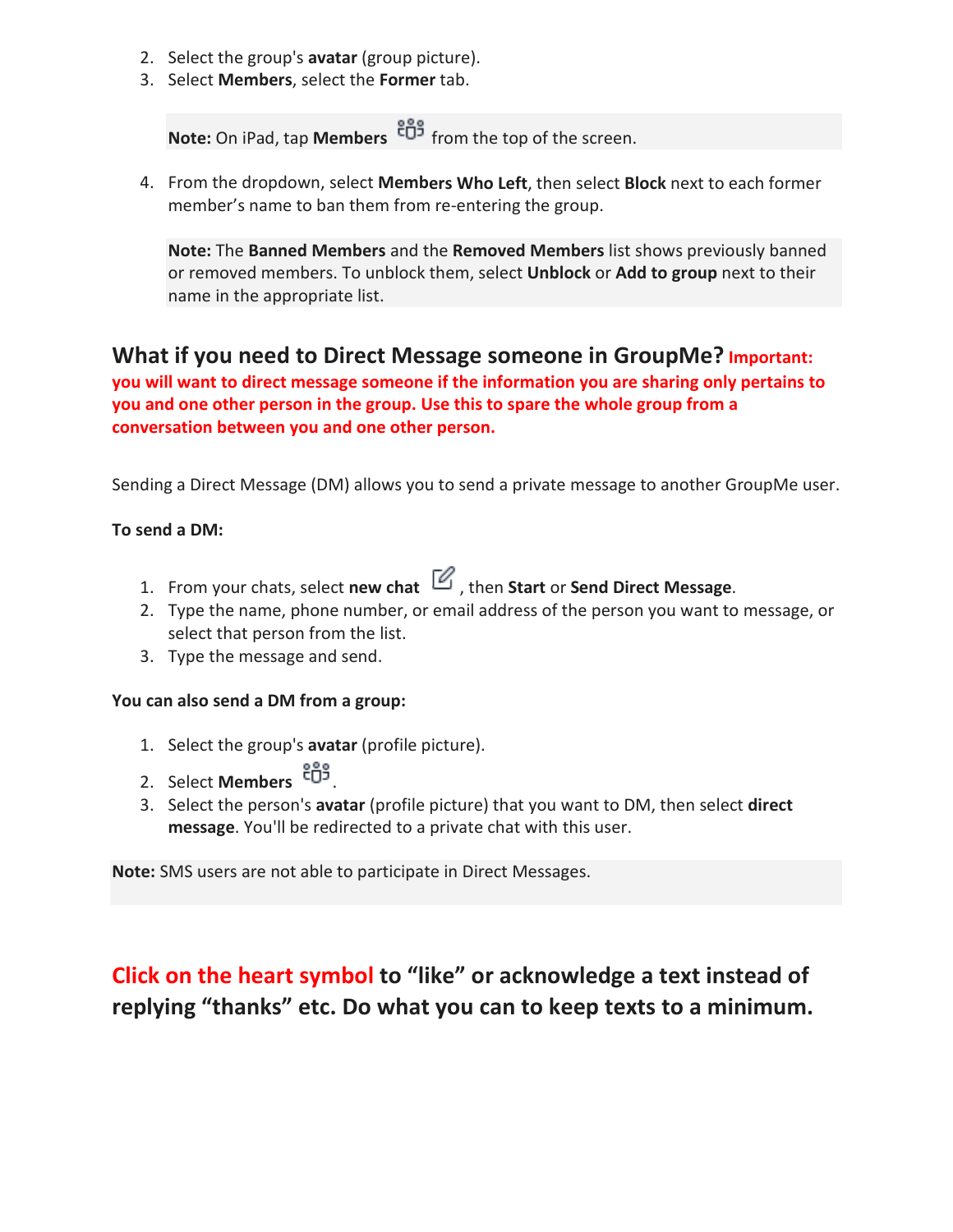2. Select the group's **avatar** (group picture).
3. Select **Members**, select the **Former** tab.

> **Note:** On iPad, tap **Members** from the top of the screen.

4. From the dropdown, select **Members Who Left**, then select **Block** next to each former member's name to ban them from re-entering the group.

> **Note:** The **Banned Members** and the **Removed Members** list shows previously banned or removed members. To unblock them, select **Unblock** or **Add to group** next to their name in the appropriate list.

## What if you need to Direct Message someone in GroupMe? **Important: you will want to direct message someone if the information you are sharing only pertains to you and one other person in the group. Use this to spare the whole group from a conversation between you and one other person.**

Sending a Direct Message (DM) allows you to send a private message to another GroupMe user.

**To send a DM:**

1. From your chats, select **new chat** , then **Start** or **Send Direct Message**.
2. Type the name, phone number, or email address of the person you want to message, or select that person from the list.
3. Type the message and send.

**You can also send a DM from a group:**

1. Select the group's **avatar** (profile picture).
2. Select **Members** .
3. Select the person's **avatar** (profile picture) that you want to DM, then select **direct message**. You'll be redirected to a private chat with this user.

> **Note:** SMS users are not able to participate in Direct Messages.

## Click on the heart symbol to "like" or acknowledge a text instead of replying "thanks" etc. Do what you can to keep texts to a minimum.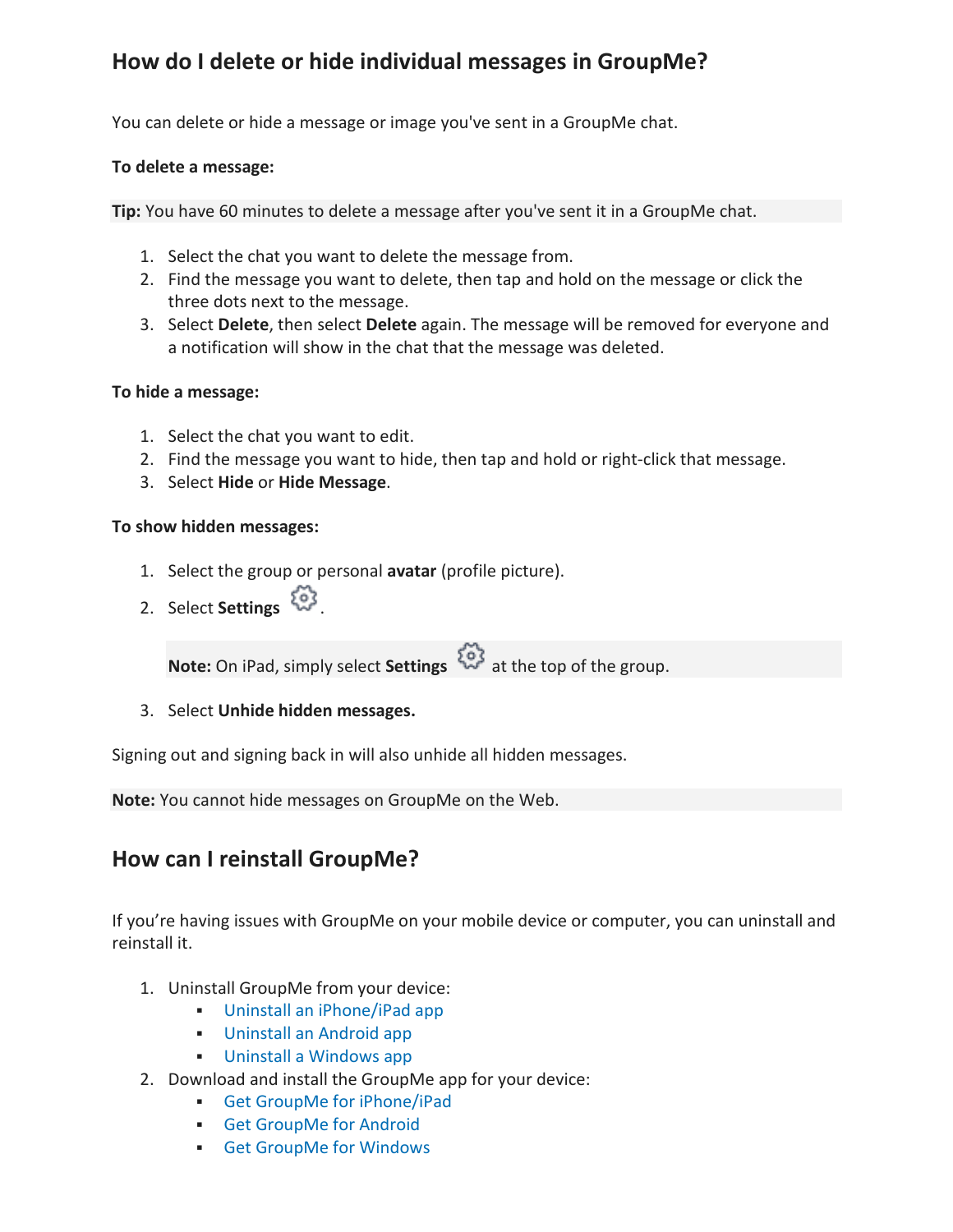## How do I delete or hide individual messages in GroupMe?

You can delete or hide a message or image you've sent in a GroupMe chat.

**To delete a message:**

**Tip:** You have 60 minutes to delete a message after you've sent it in a GroupMe chat.

1. Select the chat you want to delete the message from.
2. Find the message you want to delete, then tap and hold on the message or click the three dots next to the message.
3. Select **Delete**, then select **Delete** again. The message will be removed for everyone and a notification will show in the chat that the message was deleted.

**To hide a message:**

1. Select the chat you want to edit.
2. Find the message you want to hide, then tap and hold or right-click that message.
3. Select **Hide** or **Hide Message**.

**To show hidden messages:**

1. Select the group or personal **avatar** (profile picture).
2. Select **Settings** ⚙.

   **Note:** On iPad, simply select **Settings** ⚙ at the top of the group.

3. Select **Unhide hidden messages.**

Signing out and signing back in will also unhide all hidden messages.

**Note:** You cannot hide messages on GroupMe on the Web.

## How can I reinstall GroupMe?

If you're having issues with GroupMe on your mobile device or computer, you can uninstall and reinstall it.

1. Uninstall GroupMe from your device:
   - Uninstall an iPhone/iPad app
   - Uninstall an Android app
   - Uninstall a Windows app
2. Download and install the GroupMe app for your device:
   - Get GroupMe for iPhone/iPad
   - Get GroupMe for Android
   - Get GroupMe for Windows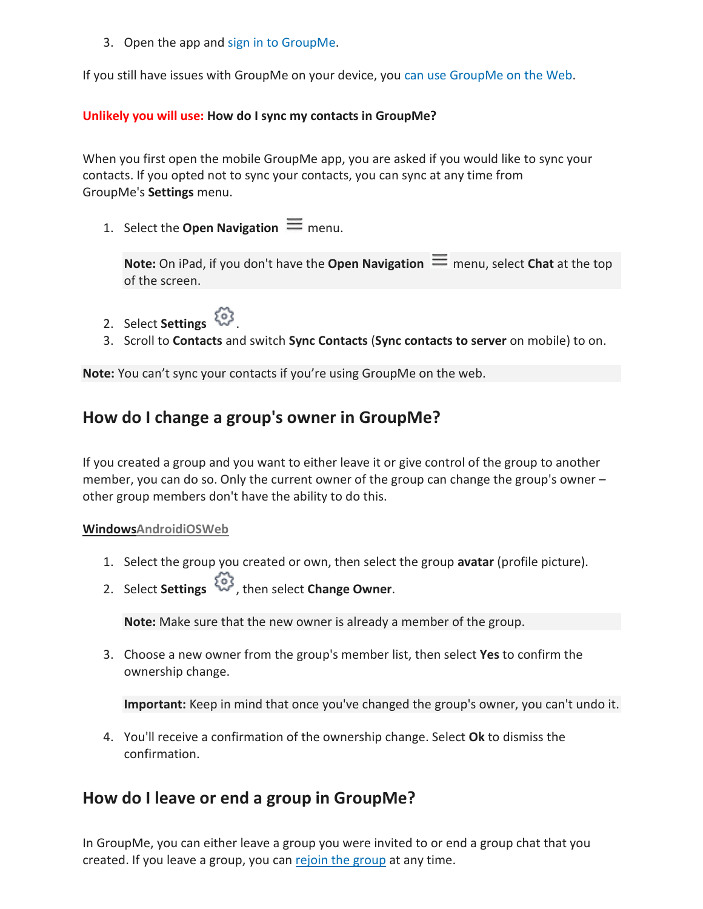3. Open the app and sign in to GroupMe.

If you still have issues with GroupMe on your device, you can use GroupMe on the Web.

**Unlikely you will use: How do I sync my contacts in GroupMe?**

When you first open the mobile GroupMe app, you are asked if you would like to sync your contacts. If you opted not to sync your contacts, you can sync at any time from GroupMe's **Settings** menu.

1. Select the **Open Navigation** ☰ menu.

   **Note:** On iPad, if you don't have the **Open Navigation** ☰ menu, select **Chat** at the top of the screen.

2. Select **Settings** ⚙.
3. Scroll to **Contacts** and switch **Sync Contacts** (**Sync contacts to server** on mobile) to on.

**Note:** You can't sync your contacts if you're using GroupMe on the web.

## How do I change a group's owner in GroupMe?

If you created a group and you want to either leave it or give control of the group to another member, you can do so. Only the current owner of the group can change the group's owner – other group members don't have the ability to do this.

**Windows**AndroidiOSWeb

1. Select the group you created or own, then select the group **avatar** (profile picture).
2. Select **Settings** ⚙, then select **Change Owner**.

   **Note:** Make sure that the new owner is already a member of the group.

3. Choose a new owner from the group's member list, then select **Yes** to confirm the ownership change.

   **Important:** Keep in mind that once you've changed the group's owner, you can't undo it.

4. You'll receive a confirmation of the ownership change. Select **Ok** to dismiss the confirmation.

## How do I leave or end a group in GroupMe?

In GroupMe, you can either leave a group you were invited to or end a group chat that you created. If you leave a group, you can rejoin the group at any time.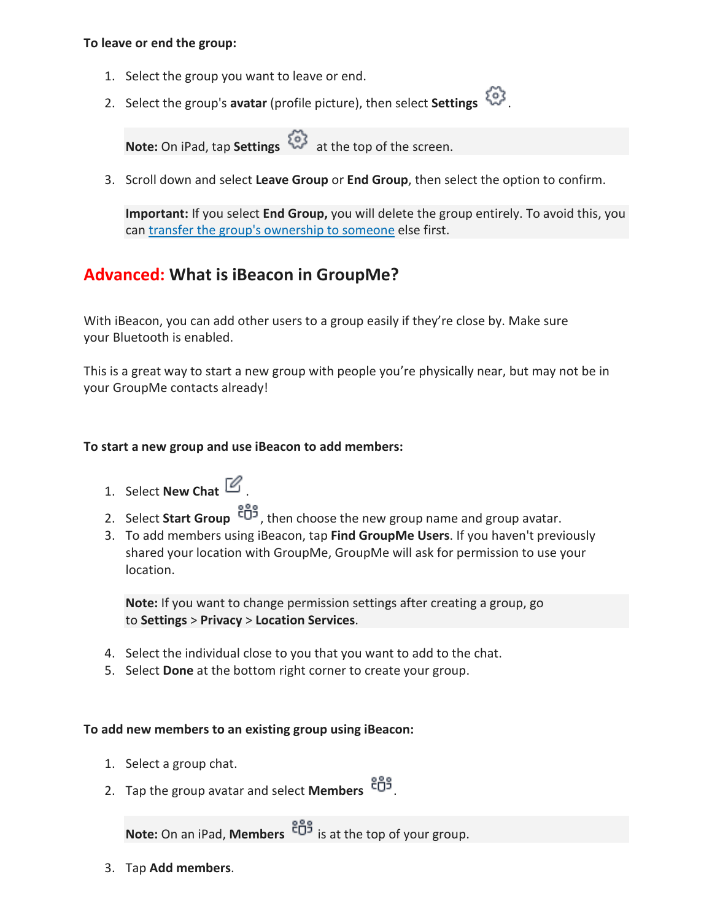**To leave or end the group:**

1. Select the group you want to leave or end.
2. Select the group's **avatar** (profile picture), then select **Settings** .

   **Note:** On iPad, tap **Settings** at the top of the screen.

3. Scroll down and select **Leave Group** or **End Group**, then select the option to confirm.

   **Important:** If you select **End Group,** you will delete the group entirely. To avoid this, you can transfer the group's ownership to someone else first.

## Advanced: What is iBeacon in GroupMe?

With iBeacon, you can add other users to a group easily if they're close by. Make sure your Bluetooth is enabled.

This is a great way to start a new group with people you're physically near, but may not be in your GroupMe contacts already!

**To start a new group and use iBeacon to add members:**

1. Select **New Chat** .
2. Select **Start Group** , then choose the new group name and group avatar.
3. To add members using iBeacon, tap **Find GroupMe Users**. If you haven't previously shared your location with GroupMe, GroupMe will ask for permission to use your location.

   **Note:** If you want to change permission settings after creating a group, go to **Settings** > **Privacy** > **Location Services**.

4. Select the individual close to you that you want to add to the chat.
5. Select **Done** at the bottom right corner to create your group.

**To add new members to an existing group using iBeacon:**

1. Select a group chat.
2. Tap the group avatar and select **Members** .

   **Note:** On an iPad, **Members** is at the top of your group.

3. Tap **Add members**.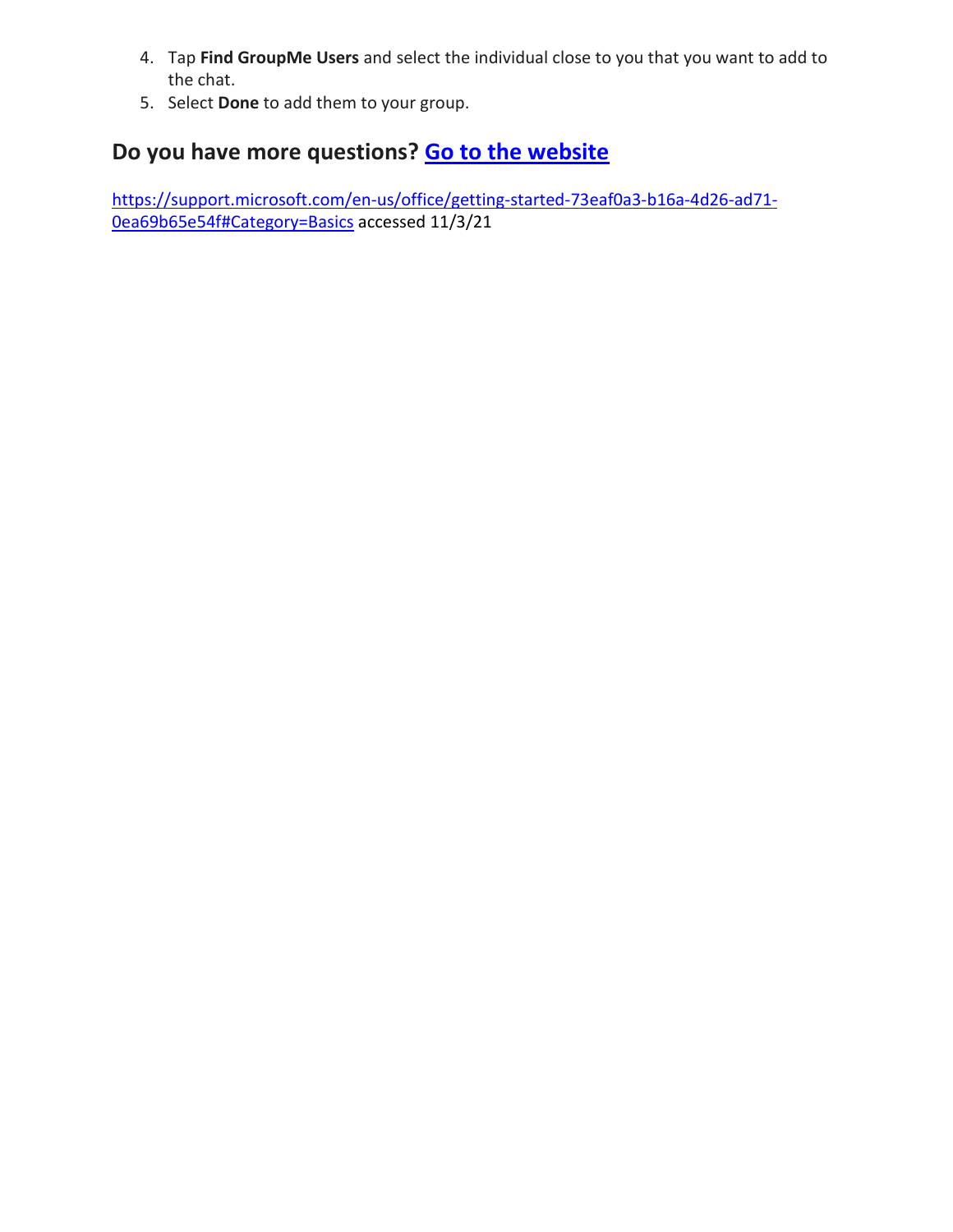4. Tap **Find GroupMe Users** and select the individual close to you that you want to add to the chat.
5. Select **Done** to add them to your group.

## Do you have more questions? [Go to the website](https://support.microsoft.com/en-us/office/getting-started-73eaf0a3-b16a-4d26-ad71-0ea69b65e54f#Category=Basics)

[https://support.microsoft.com/en-us/office/getting-started-73eaf0a3-b16a-4d26-ad71-0ea69b65e54f#Category=Basics](https://support.microsoft.com/en-us/office/getting-started-73eaf0a3-b16a-4d26-ad71-0ea69b65e54f#Category=Basics) accessed 11/3/21